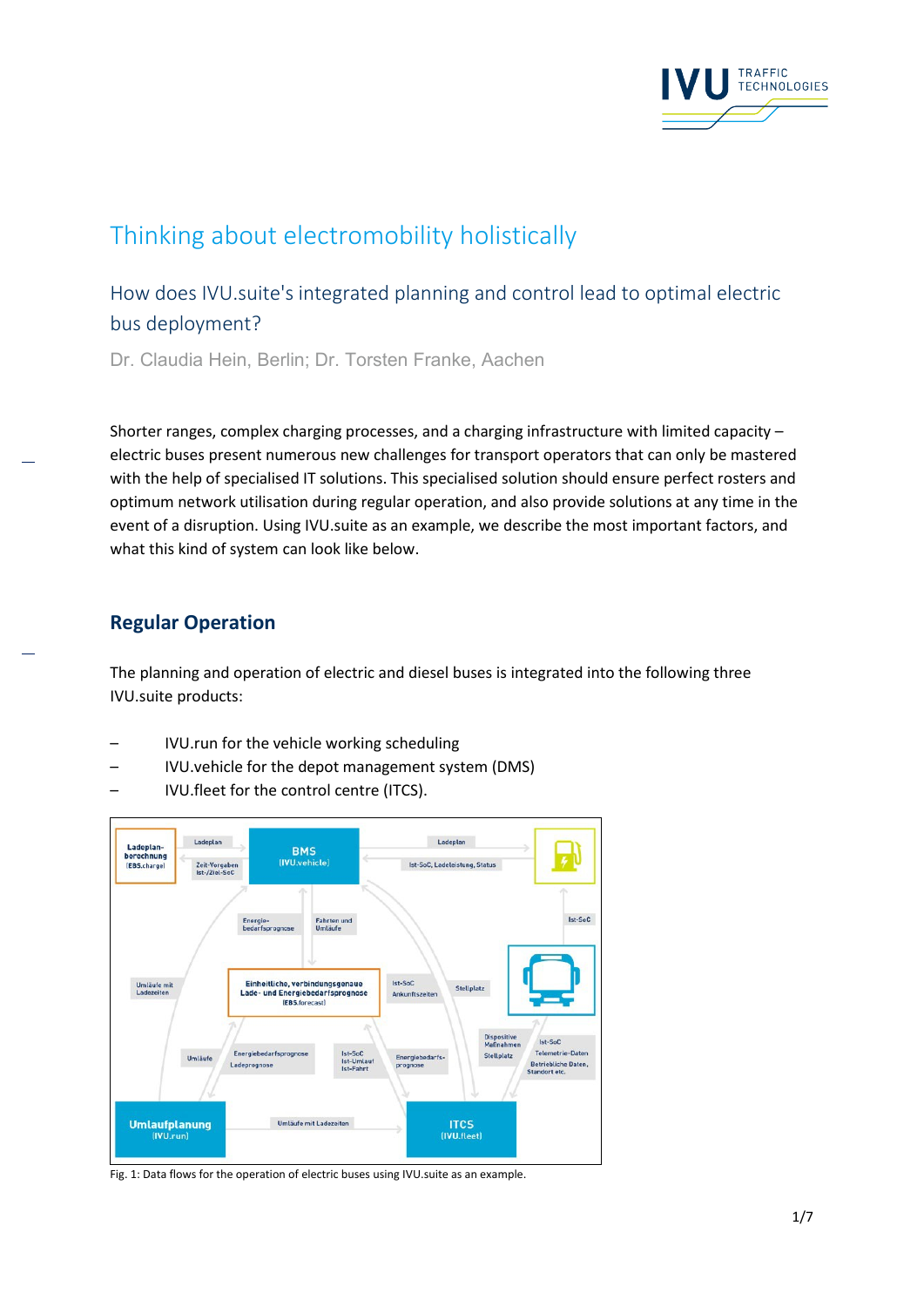# Thinking about electromobility holistically

## How does IVU.suite's integrated planning and control lead to optimal electric bus deployment?

Dr. Claudia Hein, Berlin; Dr. Torsten Franke, Aachen

Shorter ranges, complex charging processes, and a charging infrastructure with limited capacity – electric buses present numerous new challenges for transport operators that can only be mastered with the help of specialised IT solutions. This specialised solution should ensure perfect rosters and optimum network utilisation during regular operation, and also provide solutions at any time in the event of a disruption. Using IVU.suite as an example, we describe the most important factors, and what this kind of system can look like below.

### Regular Operation

The planning and operation of electric and diesel buses is integrated into the following three IVU.suite products:

- IVU.run for the vehicle working scheduling
- IVU.vehicle for the depot management system (DMS)
- IVU.fleet for the control centre (ITCS).

Fig. 1: Data flows for the operation of electric buses using IVU.suite as an example.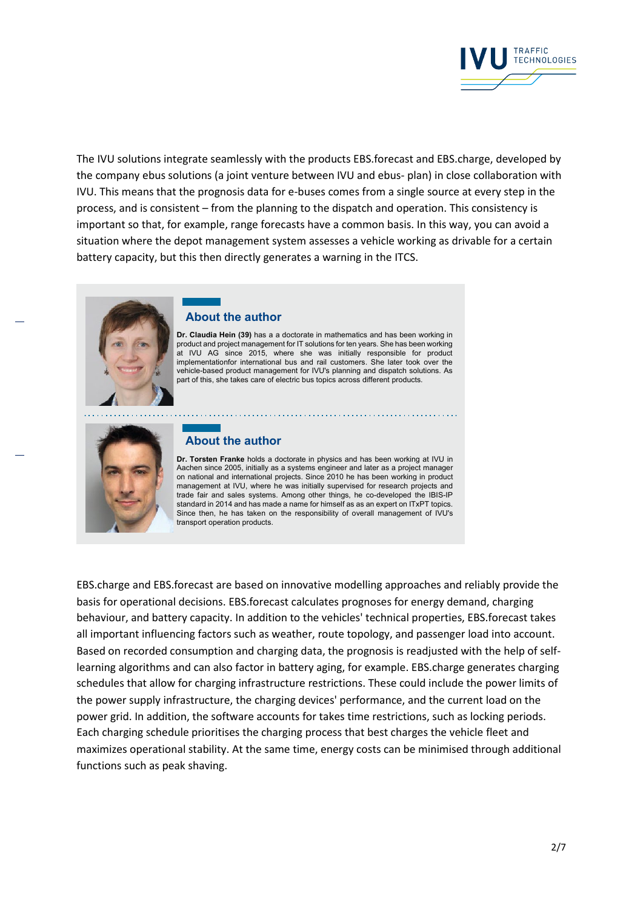The IVU solutions integrate seamlessly with the products EBS.forecast and EBS.charge, developed by the company ebus solutions (a joint venture between IVU and ebus- plan) in close collaboration with IVU. This means that the prognosis data for e-buses comes from a single source at every step in the process, and is consistent – from the planning to the dispatch and operation. This consistency is important so that, for example, range forecasts have a common basis. In this way, you can avoid a situation where the depot management system assesses a vehicle working as drivable for a certain battery capacity, but this then directly generates a warning in the ITCS.

### About the author

**Dr. Claudia Hein (39)** has a a doctorate in mathematics and has been working in product and project management for IT solutions for ten years. She has been working at IVU AG since 2015, where she was initially responsible for product implementationfor international bus and rail customers. She later took over the vehicle-based product management for IVU's planning and dispatch solutions. As part of this, she takes care of electric bus topics across different products.

### About the author

**Dr. Torsten Franke** holds a doctorate in physics and has been working at IVU in Aachen since 2005, initially as a systems engineer and later as a project manager on national and international projects. Since 2010 he has been working in product management at IVU, where he was initially supervised for research projects and trade fair and sales systems. Among other things, he co-developed the IBIS-IP standard in 2014 and has made a name for himself as as an expert on ITxPT topics. Since then, he has taken on the responsibility of overall management of IVU's transport operation products.

EBS.charge and EBS.forecast are based on innovative modelling approaches and reliably provide the basis for operational decisions. EBS.forecast calculates prognoses for energy demand, charging behaviour, and battery capacity. In addition to the vehicles' technical properties, EBS.forecast takes all important influencing factors such as weather, route topology, and passenger load into account. Based on recorded consumption and charging data, the prognosis is readjusted with the help of self-learning algorithms and can also factor in battery aging, for example. EBS.charge generates charging schedules that allow for charging infrastructure restrictions. These could include the power limits of the power supply infrastructure, the charging devices' performance, and the current load on the power grid. In addition, the software accounts for takes time restrictions, such as locking periods. Each charging schedule prioritises the charging process that best charges the vehicle fleet and maximizes operational stability. At the same time, energy costs can be minimised through additional functions such as peak shaving.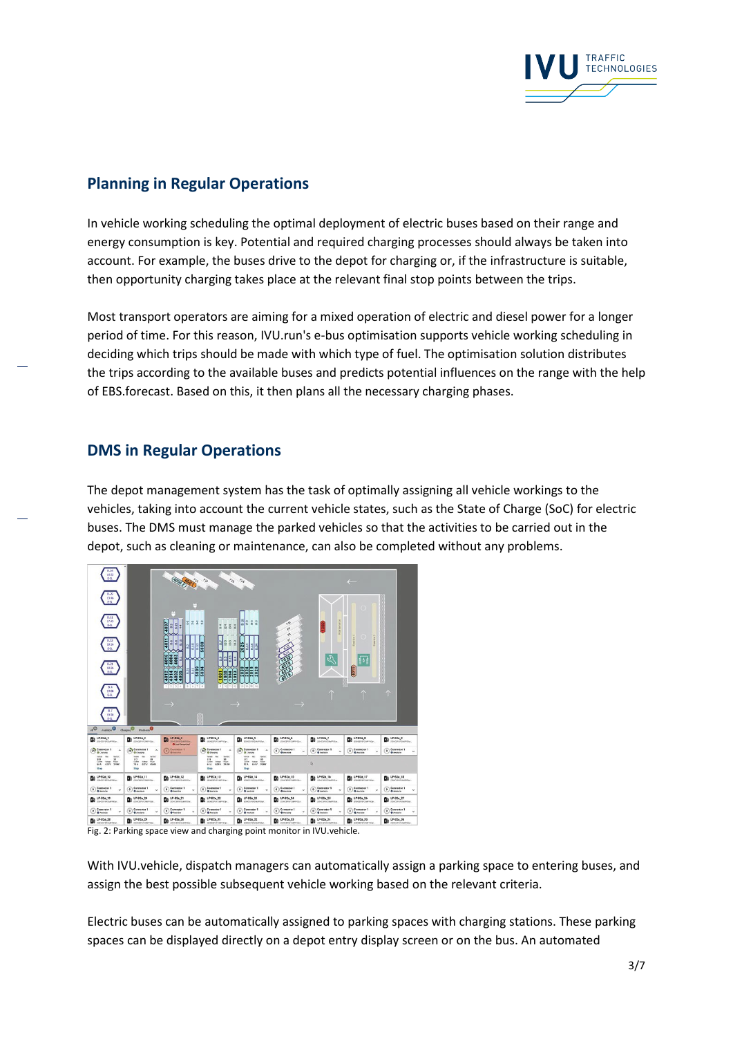## Planning in Regular Operations

In vehicle working scheduling the optimal deployment of electric buses based on their range and energy consumption is key. Potential and required charging processes should always be taken into account. For example, the buses drive to the depot for charging or, if the infrastructure is suitable, then opportunity charging takes place at the relevant final stop points between the trips.

Most transport operators are aiming for a mixed operation of electric and diesel power for a longer period of time. For this reason, IVU.run's e-bus optimisation supports vehicle working scheduling in deciding which trips should be made with which type of fuel. The optimisation solution distributes the trips according to the available buses and predicts potential influences on the range with the help of EBS.forecast. Based on this, it then plans all the necessary charging phases.

## DMS in Regular Operations

The depot management system has the task of optimally assigning all vehicle workings to the vehicles, taking into account the current vehicle states, such as the State of Charge (SoC) for electric buses. The DMS must manage the parked vehicles so that the activities to be carried out in the depot, such as cleaning or maintenance, can also be completed without any problems.

Fig. 2: Parking space view and charging point monitor in IVU.vehicle.

With IVU.vehicle, dispatch managers can automatically assign a parking space to entering buses, and assign the best possible subsequent vehicle working based on the relevant criteria.

Electric buses can be automatically assigned to parking spaces with charging stations. These parking spaces can be displayed directly on a depot entry display screen or on the bus. An automated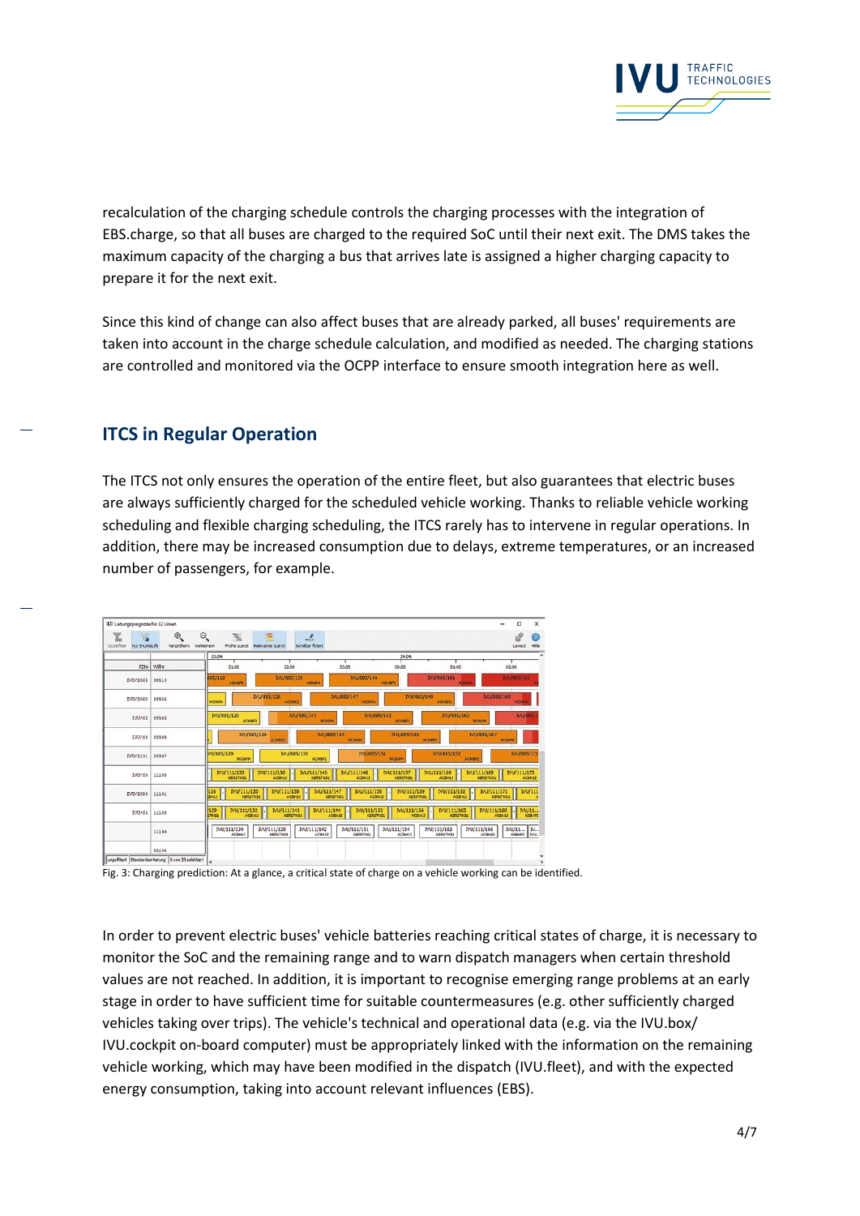recalculation of the charging schedule controls the charging processes with the integration of EBS.charge, so that all buses are charged to the required SoC until their next exit. The DMS takes the maximum capacity of the charging a bus that arrives late is assigned a higher charging capacity to prepare it for the next exit.

Since this kind of change can also affect buses that are already parked, all buses' requirements are taken into account in the charge schedule calculation, and modified as needed. The charging stations are controlled and monitored via the OCPP interface to ensure smooth integration here as well.

## ITCS in Regular Operation

The ITCS not only ensures the operation of the entire fleet, but also guarantees that electric buses are always sufficiently charged for the scheduled vehicle working. Thanks to reliable vehicle working scheduling and flexible charging scheduling, the ITCS rarely has to intervene in regular operations. In addition, there may be increased consumption due to delays, extreme temperatures, or an increased number of passengers, for example.

Fig. 3: Charging prediction: At a glance, a critical state of charge on a vehicle working can be identified.

In order to prevent electric buses' vehicle batteries reaching critical states of charge, it is necessary to monitor the SoC and the remaining range and to warn dispatch managers when certain threshold values are not reached. In addition, it is important to recognise emerging range problems at an early stage in order to have sufficient time for suitable countermeasures (e.g. other sufficiently charged vehicles taking over trips). The vehicle's technical and operational data (e.g. via the IVU.box/ IVU.cockpit on-board computer) must be appropriately linked with the information on the remaining vehicle working, which may have been modified in the dispatch (IVU.fleet), and with the expected energy consumption, taking into account relevant influences (EBS).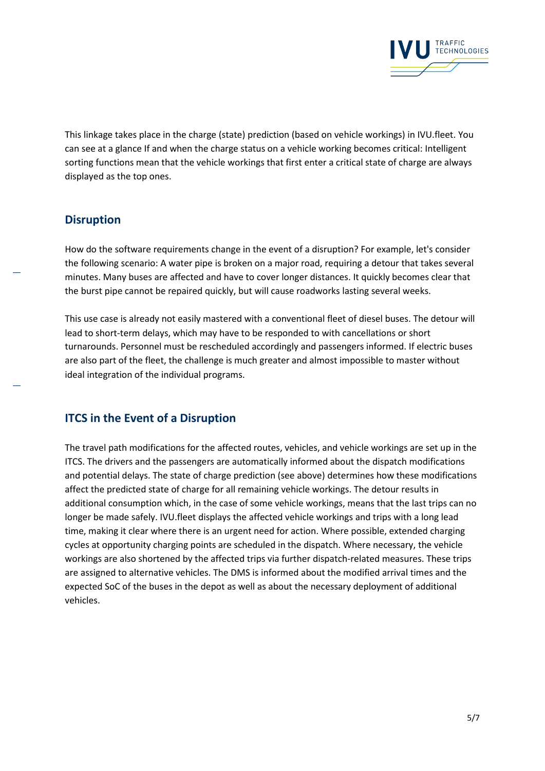This linkage takes place in the charge (state) prediction (based on vehicle workings) in IVU.fleet. You can see at a glance If and when the charge status on a vehicle working becomes critical: Intelligent sorting functions mean that the vehicle workings that first enter a critical state of charge are always displayed as the top ones.

## Disruption

How do the software requirements change in the event of a disruption? For example, let's consider the following scenario: A water pipe is broken on a major road, requiring a detour that takes several minutes. Many buses are affected and have to cover longer distances. It quickly becomes clear that the burst pipe cannot be repaired quickly, but will cause roadworks lasting several weeks.

This use case is already not easily mastered with a conventional fleet of diesel buses. The detour will lead to short-term delays, which may have to be responded to with cancellations or short turnarounds. Personnel must be rescheduled accordingly and passengers informed. If electric buses are also part of the fleet, the challenge is much greater and almost impossible to master without ideal integration of the individual programs.

## ITCS in the Event of a Disruption

The travel path modifications for the affected routes, vehicles, and vehicle workings are set up in the ITCS. The drivers and the passengers are automatically informed about the dispatch modifications and potential delays. The state of charge prediction (see above) determines how these modifications affect the predicted state of charge for all remaining vehicle workings. The detour results in additional consumption which, in the case of some vehicle workings, means that the last trips can no longer be made safely. IVU.fleet displays the affected vehicle workings and trips with a long lead time, making it clear where there is an urgent need for action. Where possible, extended charging cycles at opportunity charging points are scheduled in the dispatch. Where necessary, the vehicle workings are also shortened by the affected trips via further dispatch-related measures. These trips are assigned to alternative vehicles. The DMS is informed about the modified arrival times and the expected SoC of the buses in the depot as well as about the necessary deployment of additional vehicles.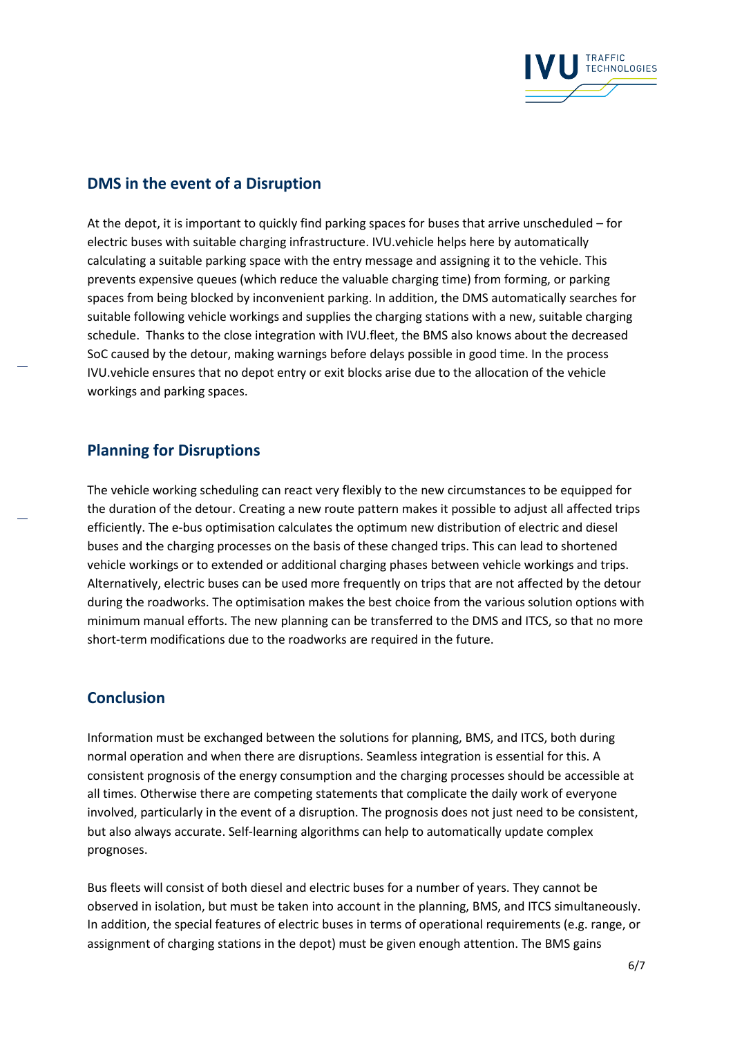## DMS in the event of a Disruption

At the depot, it is important to quickly find parking spaces for buses that arrive unscheduled – for electric buses with suitable charging infrastructure. IVU.vehicle helps here by automatically calculating a suitable parking space with the entry message and assigning it to the vehicle. This prevents expensive queues (which reduce the valuable charging time) from forming, or parking spaces from being blocked by inconvenient parking. In addition, the DMS automatically searches for suitable following vehicle workings and supplies the charging stations with a new, suitable charging schedule.  Thanks to the close integration with IVU.fleet, the BMS also knows about the decreased SoC caused by the detour, making warnings before delays possible in good time. In the process IVU.vehicle ensures that no depot entry or exit blocks arise due to the allocation of the vehicle workings and parking spaces.

## Planning for Disruptions

The vehicle working scheduling can react very flexibly to the new circumstances to be equipped for the duration of the detour. Creating a new route pattern makes it possible to adjust all affected trips efficiently. The e-bus optimisation calculates the optimum new distribution of electric and diesel buses and the charging processes on the basis of these changed trips. This can lead to shortened vehicle workings or to extended or additional charging phases between vehicle workings and trips. Alternatively, electric buses can be used more frequently on trips that are not affected by the detour during the roadworks. The optimisation makes the best choice from the various solution options with minimum manual efforts. The new planning can be transferred to the DMS and ITCS, so that no more short-term modifications due to the roadworks are required in the future.

## Conclusion

Information must be exchanged between the solutions for planning, BMS, and ITCS, both during normal operation and when there are disruptions. Seamless integration is essential for this. A consistent prognosis of the energy consumption and the charging processes should be accessible at all times. Otherwise there are competing statements that complicate the daily work of everyone involved, particularly in the event of a disruption. The prognosis does not just need to be consistent, but also always accurate. Self-learning algorithms can help to automatically update complex prognoses.

Bus fleets will consist of both diesel and electric buses for a number of years. They cannot be observed in isolation, but must be taken into account in the planning, BMS, and ITCS simultaneously. In addition, the special features of electric buses in terms of operational requirements (e.g. range, or assignment of charging stations in the depot) must be given enough attention. The BMS gains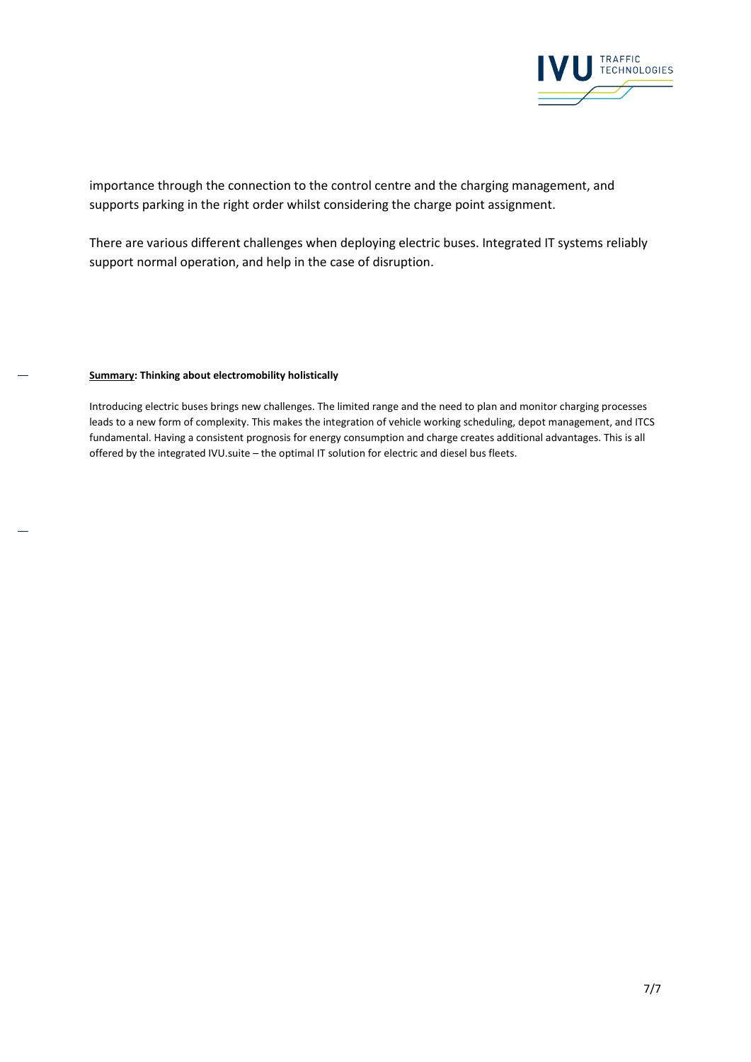importance through the connection to the control centre and the charging management, and supports parking in the right order whilst considering the charge point assignment.

There are various different challenges when deploying electric buses. Integrated IT systems reliably support normal operation, and help in the case of disruption.

**Summary: Thinking about electromobility holistically**

Introducing electric buses brings new challenges. The limited range and the need to plan and monitor charging processes leads to a new form of complexity. This makes the integration of vehicle working scheduling, depot management, and ITCS fundamental. Having a consistent prognosis for energy consumption and charge creates additional advantages. This is all offered by the integrated IVU.suite – the optimal IT solution for electric and diesel bus fleets.